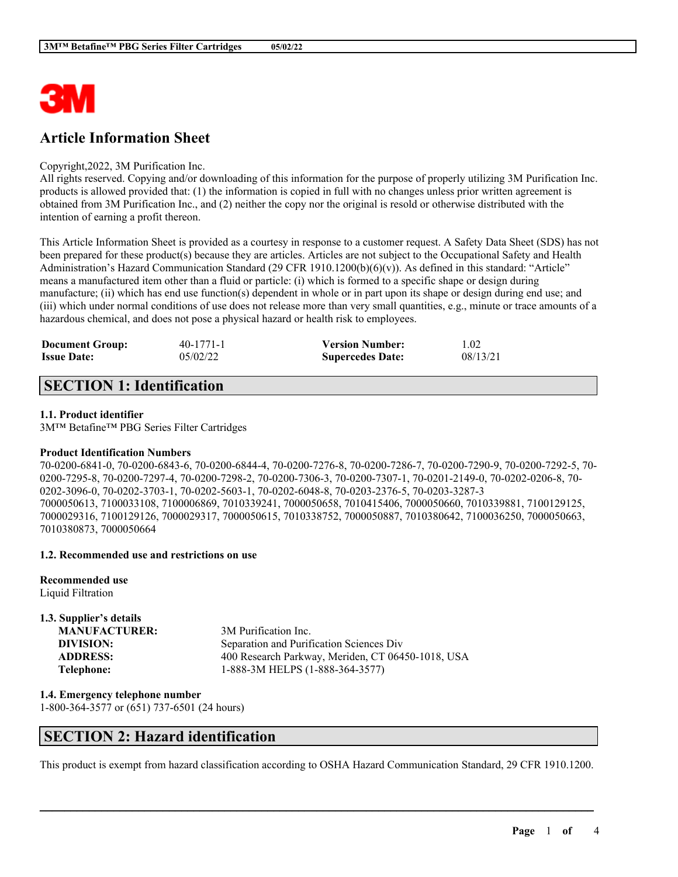# Article Information Sheet

Copyright,2022, 3M Purification Inc.
All rights reserved. Copying and/or downloading of this information for the purpose of properly utilizing 3M Purification Inc. products is allowed provided that: (1) the information is copied in full with no changes unless prior written agreement is obtained from 3M Purification Inc., and (2) neither the copy nor the original is resold or otherwise distributed with the intention of earning a profit thereon.

This Article Information Sheet is provided as a courtesy in response to a customer request. A Safety Data Sheet (SDS) has not been prepared for these product(s) because they are articles. Articles are not subject to the Occupational Safety and Health Administration's Hazard Communication Standard (29 CFR 1910.1200(b)(6)(v)). As defined in this standard: "Article" means a manufactured item other than a fluid or particle: (i) which is formed to a specific shape or design during manufacture; (ii) which has end use function(s) dependent in whole or in part upon its shape or design during end use; and (iii) which under normal conditions of use does not release more than very small quantities, e.g., minute or trace amounts of a hazardous chemical, and does not pose a physical hazard or health risk to employees.

| | | | |
|---|---|---|---|
| **Document Group:** | 40-1771-1 | **Version Number:** | 1.02 |
| **Issue Date:** | 05/02/22 | **Supercedes Date:** | 08/13/21 |

## SECTION 1: Identification

### 1.1. Product identifier

3M™ Betafine™ PBG Series Filter Cartridges

**Product Identification Numbers**

70-0200-6841-0, 70-0200-6843-6, 70-0200-6844-4, 70-0200-7276-8, 70-0200-7286-7, 70-0200-7290-9, 70-0200-7292-5, 70-0200-7295-8, 70-0200-7297-4, 70-0200-7298-2, 70-0200-7306-3, 70-0200-7307-1, 70-0201-2149-0, 70-0202-0206-8, 70-0202-3096-0, 70-0202-3703-1, 70-0202-5603-1, 70-0202-6048-8, 70-0203-2376-5, 70-0203-3287-3
7000050613, 7100033108, 7100006869, 7010339241, 7000050658, 7010415406, 7000050660, 7010339881, 7100129125, 7000029316, 7100129126, 7000029317, 7000050615, 7010338752, 7000050887, 7010380642, 7100036250, 7000050663, 7010380873, 7000050664

### 1.2. Recommended use and restrictions on use

**Recommended use**
Liquid Filtration

### 1.3. Supplier's details

| | |
|---|---|
| **MANUFACTURER:** | 3M Purification Inc. |
| **DIVISION:** | Separation and Purification Sciences Div |
| **ADDRESS:** | 400 Research Parkway, Meriden, CT 06450-1018, USA |
| **Telephone:** | 1-888-3M HELPS (1-888-364-3577) |

### 1.4. Emergency telephone number

1-800-364-3577 or (651) 737-6501 (24 hours)

## SECTION 2: Hazard identification

This product is exempt from hazard classification according to OSHA Hazard Communication Standard, 29 CFR 1910.1200.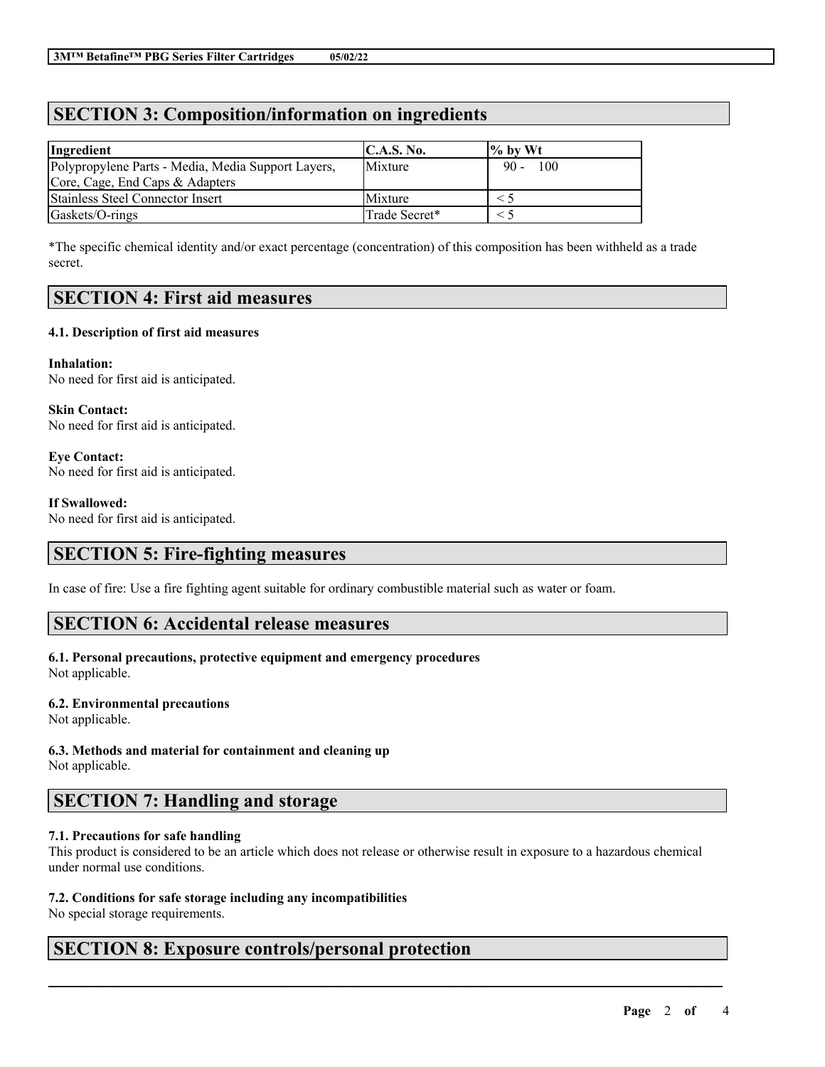## SECTION 3: Composition/information on ingredients

| Ingredient | C.A.S. No. | % by Wt |
|---|---|---|
| Polypropylene Parts - Media, Media Support Layers, Core, Cage, End Caps & Adapters | Mixture | 90 - 100 |
| Stainless Steel Connector Insert | Mixture | < 5 |
| Gaskets/O-rings | Trade Secret* | < 5 |

*The specific chemical identity and/or exact percentage (concentration) of this composition has been withheld as a trade secret.

## SECTION 4: First aid measures

### 4.1. Description of first aid measures

**Inhalation:**
No need for first aid is anticipated.

**Skin Contact:**
No need for first aid is anticipated.

**Eye Contact:**
No need for first aid is anticipated.

**If Swallowed:**
No need for first aid is anticipated.

## SECTION 5: Fire-fighting measures

In case of fire: Use a fire fighting agent suitable for ordinary combustible material such as water or foam.

## SECTION 6: Accidental release measures

### 6.1. Personal precautions, protective equipment and emergency procedures
Not applicable.

### 6.2. Environmental precautions
Not applicable.

### 6.3. Methods and material for containment and cleaning up
Not applicable.

## SECTION 7: Handling and storage

### 7.1. Precautions for safe handling
This product is considered to be an article which does not release or otherwise result in exposure to a hazardous chemical under normal use conditions.

### 7.2. Conditions for safe storage including any incompatibilities
No special storage requirements.

## SECTION 8: Exposure controls/personal protection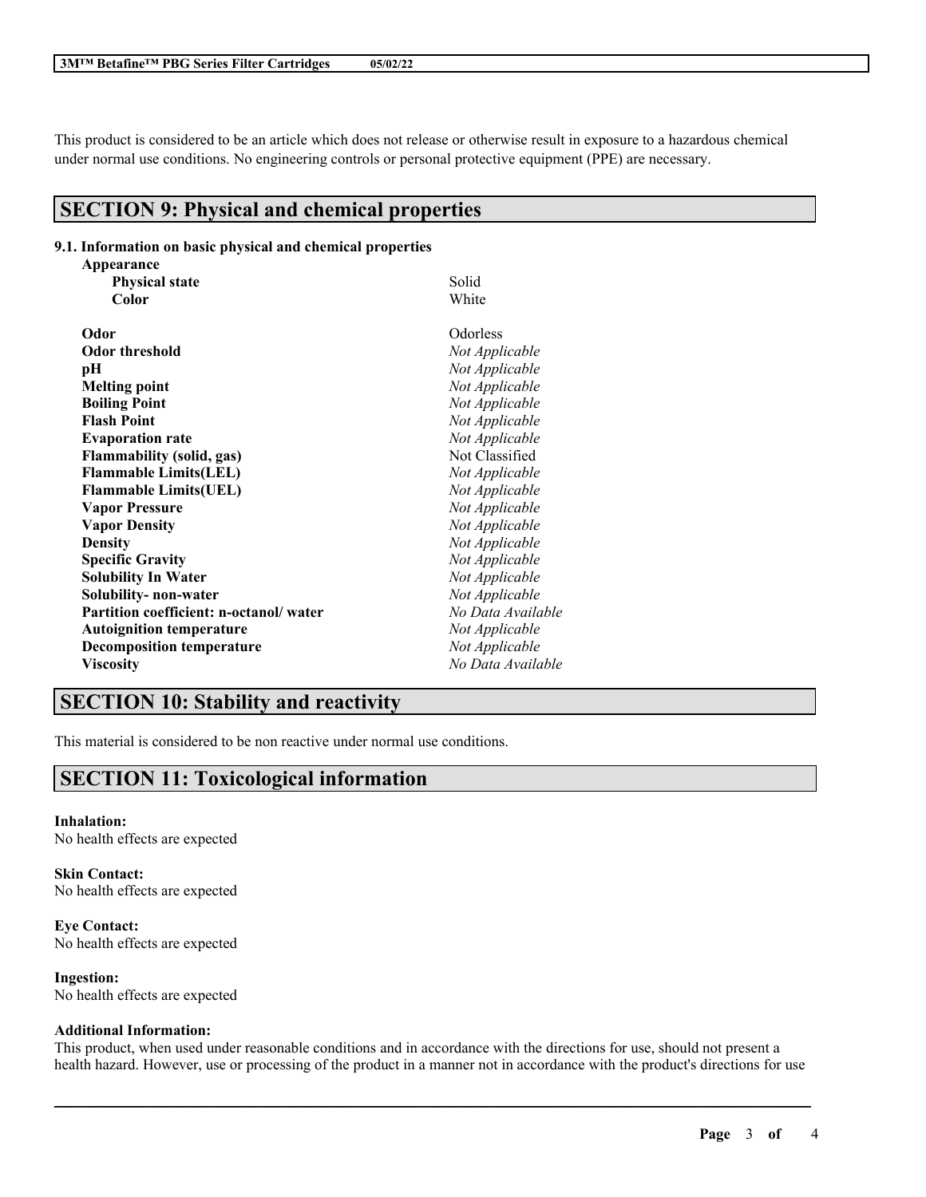This product is considered to be an article which does not release or otherwise result in exposure to a hazardous chemical under normal use conditions. No engineering controls or personal protective equipment (PPE) are necessary.

## SECTION 9: Physical and chemical properties

### 9.1. Information on basic physical and chemical properties

| Property | Value |
|---|---|
| **Appearance** | |
| **Physical state** | Solid |
| **Color** | White |
| **Odor** | Odorless |
| **Odor threshold** | *Not Applicable* |
| **pH** | *Not Applicable* |
| **Melting point** | *Not Applicable* |
| **Boiling Point** | *Not Applicable* |
| **Flash Point** | *Not Applicable* |
| **Evaporation rate** | *Not Applicable* |
| **Flammability (solid, gas)** | Not Classified |
| **Flammable Limits(LEL)** | *Not Applicable* |
| **Flammable Limits(UEL)** | *Not Applicable* |
| **Vapor Pressure** | *Not Applicable* |
| **Vapor Density** | *Not Applicable* |
| **Density** | *Not Applicable* |
| **Specific Gravity** | *Not Applicable* |
| **Solubility In Water** | *Not Applicable* |
| **Solubility- non-water** | *Not Applicable* |
| **Partition coefficient: n-octanol/ water** | *No Data Available* |
| **Autoignition temperature** | *Not Applicable* |
| **Decomposition temperature** | *Not Applicable* |
| **Viscosity** | *No Data Available* |

## SECTION 10: Stability and reactivity

This material is considered to be non reactive under normal use conditions.

## SECTION 11: Toxicological information

**Inhalation:**
No health effects are expected

**Skin Contact:**
No health effects are expected

**Eye Contact:**
No health effects are expected

**Ingestion:**
No health effects are expected

**Additional Information:**
This product, when used under reasonable conditions and in accordance with the directions for use, should not present a health hazard. However, use or processing of the product in a manner not in accordance with the product's directions for use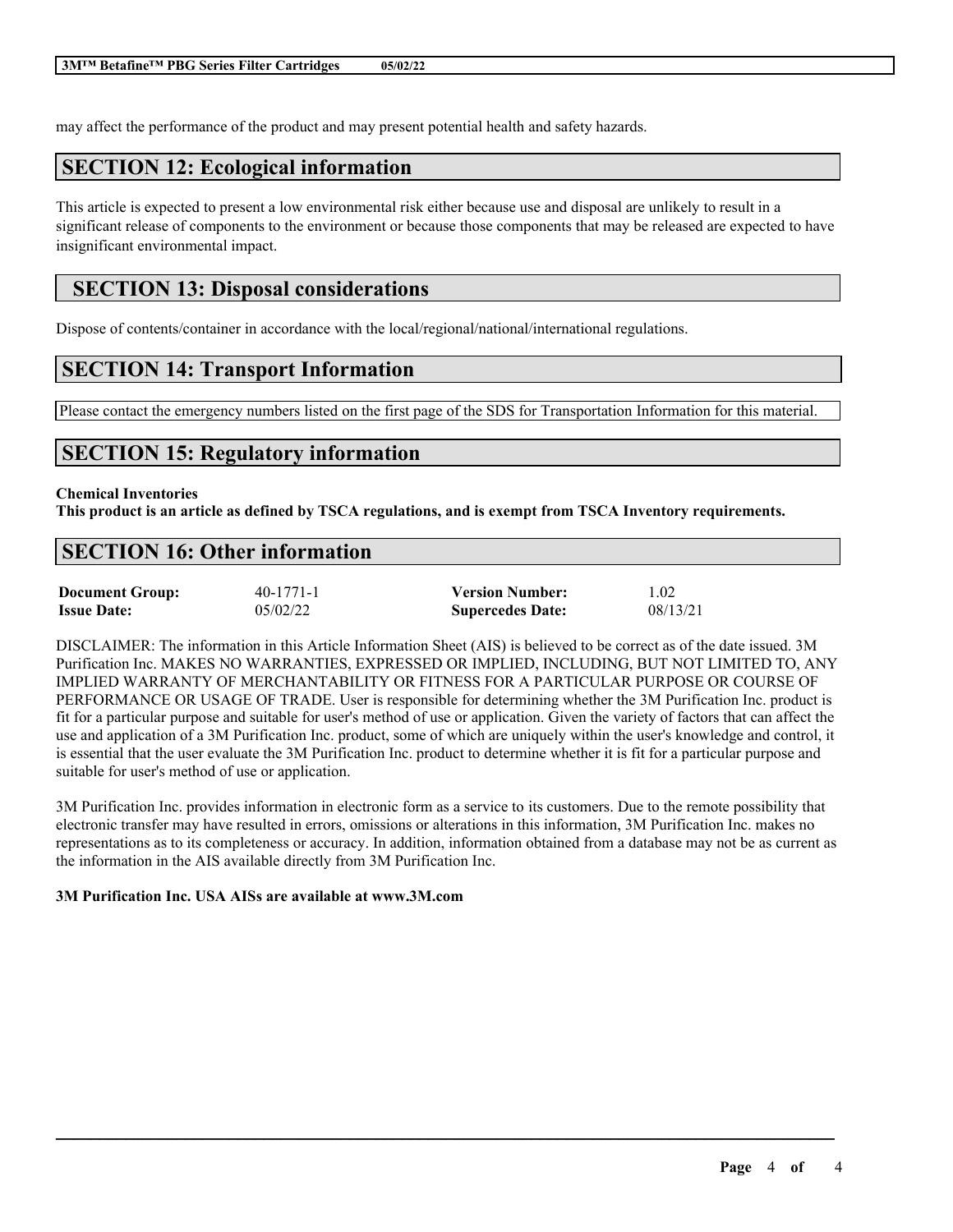may affect the performance of the product and may present potential health and safety hazards.

## SECTION 12: Ecological information

This article is expected to present a low environmental risk either because use and disposal are unlikely to result in a significant release of components to the environment or because those components that may be released are expected to have insignificant environmental impact.

## SECTION 13: Disposal considerations

Dispose of contents/container in accordance with the local/regional/national/international regulations.

## SECTION 14: Transport Information

Please contact the emergency numbers listed on the first page of the SDS for Transportation Information for this material.

## SECTION 15: Regulatory information

**Chemical Inventories**
**This product is an article as defined by TSCA regulations, and is exempt from TSCA Inventory requirements.**

## SECTION 16: Other information

| | | | |
|---|---|---|---|
| **Document Group:** | 40-1771-1 | **Version Number:** | 1.02 |
| **Issue Date:** | 05/02/22 | **Supercedes Date:** | 08/13/21 |

DISCLAIMER: The information in this Article Information Sheet (AIS) is believed to be correct as of the date issued. 3M Purification Inc. MAKES NO WARRANTIES, EXPRESSED OR IMPLIED, INCLUDING, BUT NOT LIMITED TO, ANY IMPLIED WARRANTY OF MERCHANTABILITY OR FITNESS FOR A PARTICULAR PURPOSE OR COURSE OF PERFORMANCE OR USAGE OF TRADE. User is responsible for determining whether the 3M Purification Inc. product is fit for a particular purpose and suitable for user's method of use or application. Given the variety of factors that can affect the use and application of a 3M Purification Inc. product, some of which are uniquely within the user's knowledge and control, it is essential that the user evaluate the 3M Purification Inc. product to determine whether it is fit for a particular purpose and suitable for user's method of use or application.

3M Purification Inc. provides information in electronic form as a service to its customers. Due to the remote possibility that electronic transfer may have resulted in errors, omissions or alterations in this information, 3M Purification Inc. makes no representations as to its completeness or accuracy. In addition, information obtained from a database may not be as current as the information in the AIS available directly from 3M Purification Inc.

**3M Purification Inc. USA AISs are available at www.3M.com**